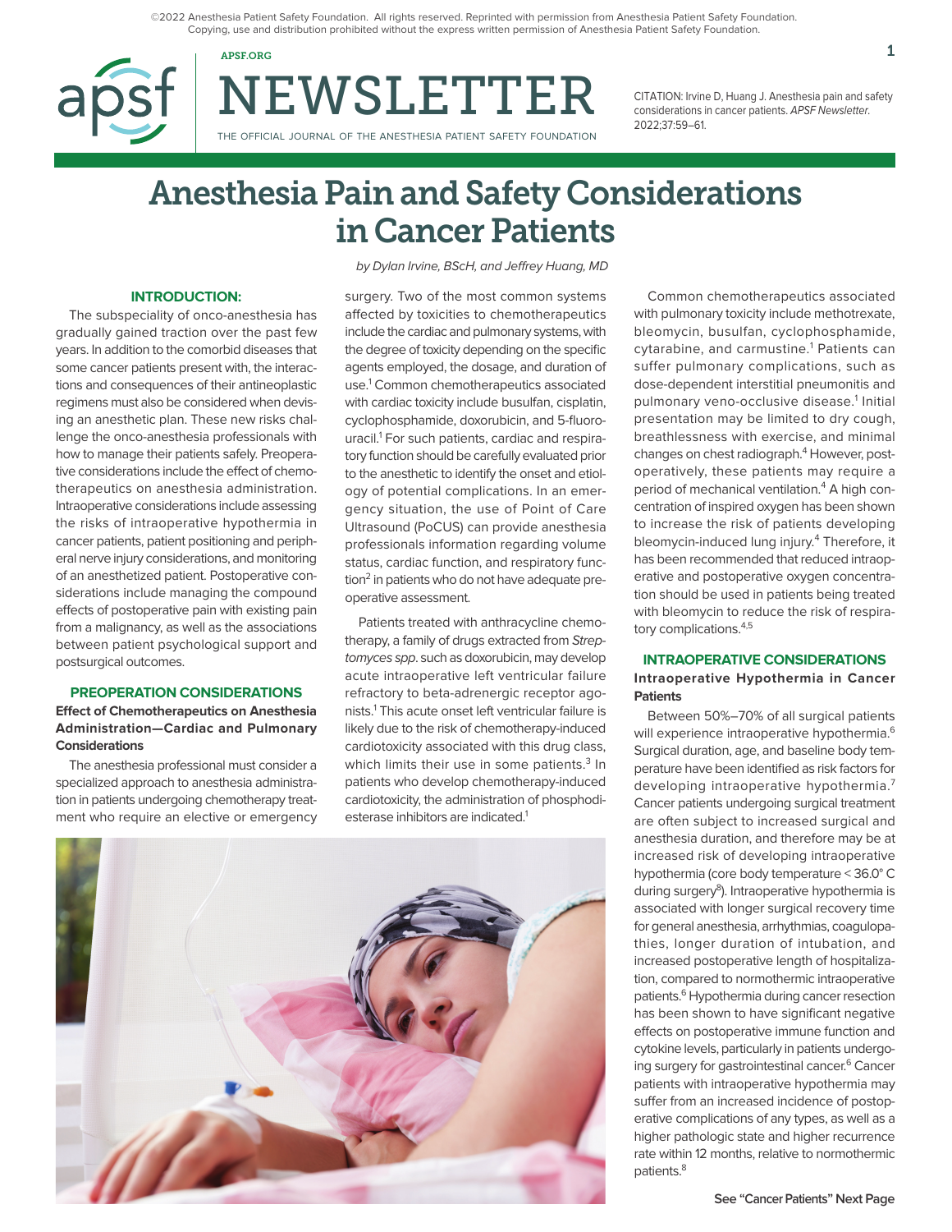©2022 Anesthesia Patient Safety Foundation. All rights reserved. Reprinted with permission from Anesthesia Patient Safety Foundation. Copying, use and distribution prohibited without the express written permission of Anesthesia Patient Safety Foundation.

CITATION: Irvine D, Huang J. Anesthesia pain and safety considerations in cancer patients. *APSF Newsletter.* 2022;37:59–61.

# Anesthesia Pain and Safety Considerations in Cancer Patients

*by Dylan Irvine, BScH, and Jeffrey Huang, MD*

## INTRODUCTION:

The subspeciality of onco-anesthesia has gradually gained traction over the past few years. In addition to the comorbid diseases that some cancer patients present with, the interactions and consequences of their antineoplastic regimens must also be considered when devising an anesthetic plan. These new risks challenge the onco-anesthesia professionals with how to manage their patients safely. Preoperative considerations include the effect of chemotherapeutics on anesthesia administration. Intraoperative considerations include assessing the risks of intraoperative hypothermia in cancer patients, patient positioning and peripheral nerve injury considerations, and monitoring of an anesthetized patient. Postoperative considerations include managing the compound effects of postoperative pain with existing pain from a malignancy, as well as the associations between patient psychological support and postsurgical outcomes.

## PREOPERATION CONSIDERATIONS

### Effect of Chemotherapeutics on Anesthesia Administration—Cardiac and Pulmonary Considerations

The anesthesia professional must consider a specialized approach to anesthesia administration in patients undergoing chemotherapy treatment who require an elective or emergency surgery. Two of the most common systems affected by toxicities to chemotherapeutics include the cardiac and pulmonary systems, with the degree of toxicity depending on the specific agents employed, the dosage, and duration of use.[1] Common chemotherapeutics associated with cardiac toxicity include busulfan, cisplatin, cyclophosphamide, doxorubicin, and 5-fluorouracil.[1] For such patients, cardiac and respiratory function should be carefully evaluated prior to the anesthetic to identify the onset and etiology of potential complications. In an emergency situation, the use of Point of Care Ultrasound (PoCUS) can provide anesthesia professionals information regarding volume status, cardiac function, and respiratory function[2] in patients who do not have adequate preoperative assessment.

Patients treated with anthracycline chemotherapy, a family of drugs extracted from *Streptomyces spp*. such as doxorubicin, may develop acute intraoperative left ventricular failure refractory to beta-adrenergic receptor agonists.[1] This acute onset left ventricular failure is likely due to the risk of chemotherapy-induced cardiotoxicity associated with this drug class, which limits their use in some patients.[3] In patients who develop chemotherapy-induced cardiotoxicity, the administration of phosphodiesterase inhibitors are indicated.[1]

Common chemotherapeutics associated with pulmonary toxicity include methotrexate, bleomycin, busulfan, cyclophosphamide, cytarabine, and carmustine.[1] Patients can suffer pulmonary complications, such as dose-dependent interstitial pneumonitis and pulmonary veno-occlusive disease.[1] Initial presentation may be limited to dry cough, breathlessness with exercise, and minimal changes on chest radiograph.[4] However, postoperatively, these patients may require a period of mechanical ventilation.[4] A high concentration of inspired oxygen has been shown to increase the risk of patients developing bleomycin-induced lung injury.[4] Therefore, it has been recommended that reduced intraoperative and postoperative oxygen concentration should be used in patients being treated with bleomycin to reduce the risk of respiratory complications.[4,5]

## INTRAOPERATIVE CONSIDERATIONS

### Intraoperative Hypothermia in Cancer Patients

Between 50%–70% of all surgical patients will experience intraoperative hypothermia.[6] Surgical duration, age, and baseline body temperature have been identified as risk factors for developing intraoperative hypothermia.[7] Cancer patients undergoing surgical treatment are often subject to increased surgical and anesthesia duration, and therefore may be at increased risk of developing intraoperative hypothermia (core body temperature < 36.0° C during surgery[8]). Intraoperative hypothermia is associated with longer surgical recovery time for general anesthesia, arrhythmias, coagulopathies, longer duration of intubation, and increased postoperative length of hospitalization, compared to normothermic intraoperative patients.[6] Hypothermia during cancer resection has been shown to have significant negative effects on postoperative immune function and cytokine levels, particularly in patients undergoing surgery for gastrointestinal cancer.[6] Cancer patients with intraoperative hypothermia may suffer from an increased incidence of postoperative complications of any types, as well as a higher pathologic state and higher recurrence rate within 12 months, relative to normothermic patients.[8]

See "Cancer Patients" Next Page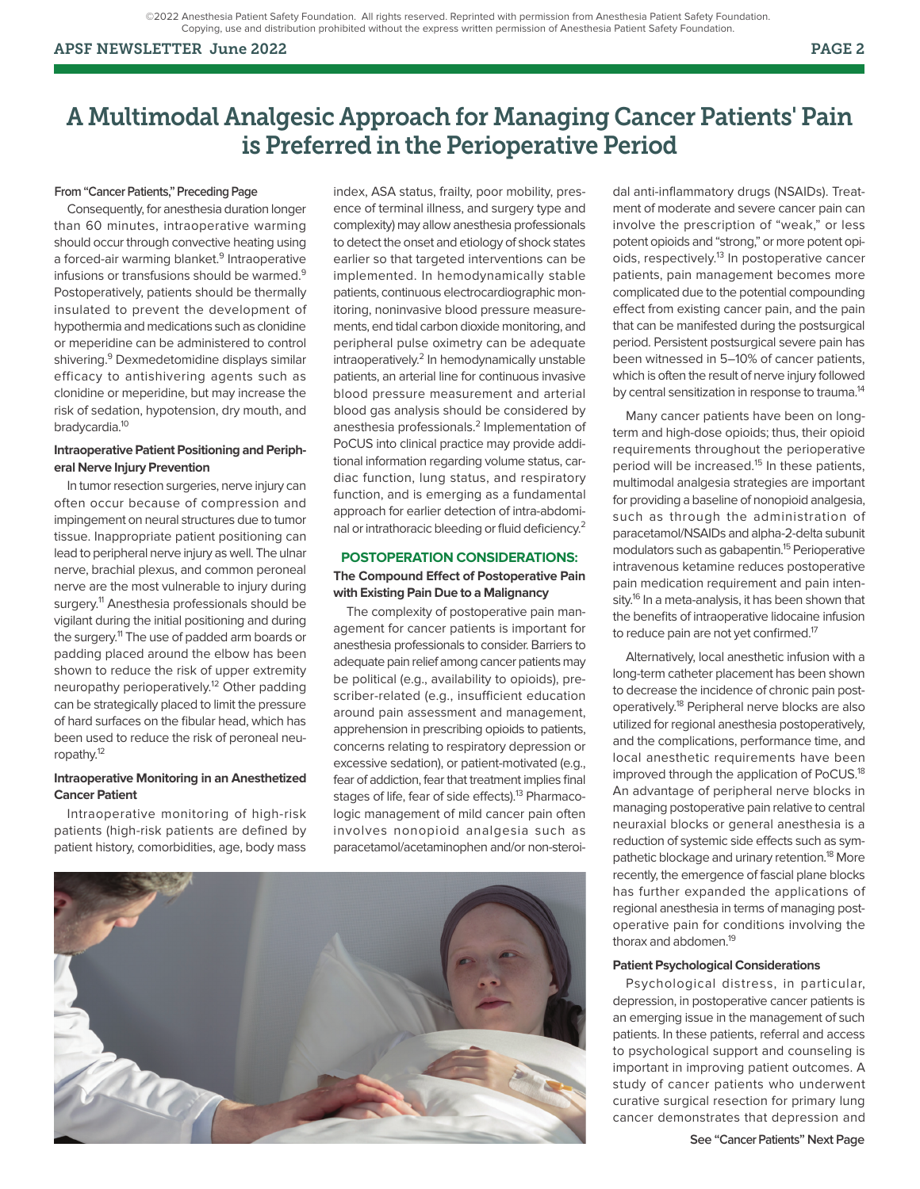# A Multimodal Analgesic Approach for Managing Cancer Patients' Pain is Preferred in the Perioperative Period

From "Cancer Patients," Preceding Page

Consequently, for anesthesia duration longer than 60 minutes, intraoperative warming should occur through convective heating using a forced-air warming blanket.[9] Intraoperative infusions or transfusions should be warmed.[9] Postoperatively, patients should be thermally insulated to prevent the development of hypothermia and medications such as clonidine or meperidine can be administered to control shivering.[9] Dexmedetomidine displays similar efficacy to antishivering agents such as clonidine or meperidine, but may increase the risk of sedation, hypotension, dry mouth, and bradycardia.[10]

### Intraoperative Patient Positioning and Peripheral Nerve Injury Prevention

In tumor resection surgeries, nerve injury can often occur because of compression and impingement on neural structures due to tumor tissue. Inappropriate patient positioning can lead to peripheral nerve injury as well. The ulnar nerve, brachial plexus, and common peroneal nerve are the most vulnerable to injury during surgery.[11] Anesthesia professionals should be vigilant during the initial positioning and during the surgery.[11] The use of padded arm boards or padding placed around the elbow has been shown to reduce the risk of upper extremity neuropathy perioperatively.[12] Other padding can be strategically placed to limit the pressure of hard surfaces on the fibular head, which has been used to reduce the risk of peroneal neuropathy.[12]

### Intraoperative Monitoring in an Anesthetized Cancer Patient

Intraoperative monitoring of high-risk patients (high-risk patients are defined by patient history, comorbidities, age, body mass index, ASA status, frailty, poor mobility, presence of terminal illness, and surgery type and complexity) may allow anesthesia professionals to detect the onset and etiology of shock states earlier so that targeted interventions can be implemented. In hemodynamically stable patients, continuous electrocardiographic monitoring, noninvasive blood pressure measurements, end tidal carbon dioxide monitoring, and peripheral pulse oximetry can be adequate intraoperatively.[2] In hemodynamically unstable patients, an arterial line for continuous invasive blood pressure measurement and arterial blood gas analysis should be considered by anesthesia professionals.[2] Implementation of PoCUS into clinical practice may provide additional information regarding volume status, cardiac function, lung status, and respiratory function, and is emerging as a fundamental approach for earlier detection of intra-abdominal or intrathoracic bleeding or fluid deficiency.[2]

## POSTOPERATION CONSIDERATIONS:

### The Compound Effect of Postoperative Pain with Existing Pain Due to a Malignancy

The complexity of postoperative pain management for cancer patients is important for anesthesia professionals to consider. Barriers to adequate pain relief among cancer patients may be political (e.g., availability to opioids), prescriber-related (e.g., insufficient education around pain assessment and management, apprehension in prescribing opioids to patients, concerns relating to respiratory depression or excessive sedation), or patient-motivated (e.g., fear of addiction, fear that treatment implies final stages of life, fear of side effects).[13] Pharmacologic management of mild cancer pain often involves nonopioid analgesia such as paracetamol/acetaminophen and/or non-steroidal anti-inflammatory drugs (NSAIDs). Treatment of moderate and severe cancer pain can involve the prescription of "weak," or less potent opioids and "strong," or more potent opioids, respectively.[13] In postoperative cancer patients, pain management becomes more complicated due to the potential compounding effect from existing cancer pain, and the pain that can be manifested during the postsurgical period. Persistent postsurgical severe pain has been witnessed in 5–10% of cancer patients, which is often the result of nerve injury followed by central sensitization in response to trauma.[14]

Many cancer patients have been on long-term and high-dose opioids; thus, their opioid requirements throughout the perioperative period will be increased.[15] In these patients, multimodal analgesia strategies are important for providing a baseline of nonopioid analgesia, such as through the administration of paracetamol/NSAIDs and alpha-2-delta subunit modulators such as gabapentin.[15] Perioperative intravenous ketamine reduces postoperative pain medication requirement and pain intensity.[16] In a meta-analysis, it has been shown that the benefits of intraoperative lidocaine infusion to reduce pain are not yet confirmed.[17]

Alternatively, local anesthetic infusion with a long-term catheter placement has been shown to decrease the incidence of chronic pain postoperatively.[18] Peripheral nerve blocks are also utilized for regional anesthesia postoperatively, and the complications, performance time, and local anesthetic requirements have been improved through the application of PoCUS.[18] An advantage of peripheral nerve blocks in managing postoperative pain relative to central neuraxial blocks or general anesthesia is a reduction of systemic side effects such as sympathetic blockage and urinary retention.[18] More recently, the emergence of fascial plane blocks has further expanded the applications of regional anesthesia in terms of managing postoperative pain for conditions involving the thorax and abdomen.[19]

### Patient Psychological Considerations

Psychological distress, in particular, depression, in postoperative cancer patients is an emerging issue in the management of such patients. In these patients, referral and access to psychological support and counseling is important in improving patient outcomes. A study of cancer patients who underwent curative surgical resection for primary lung cancer demonstrates that depression and

See "Cancer Patients" Next Page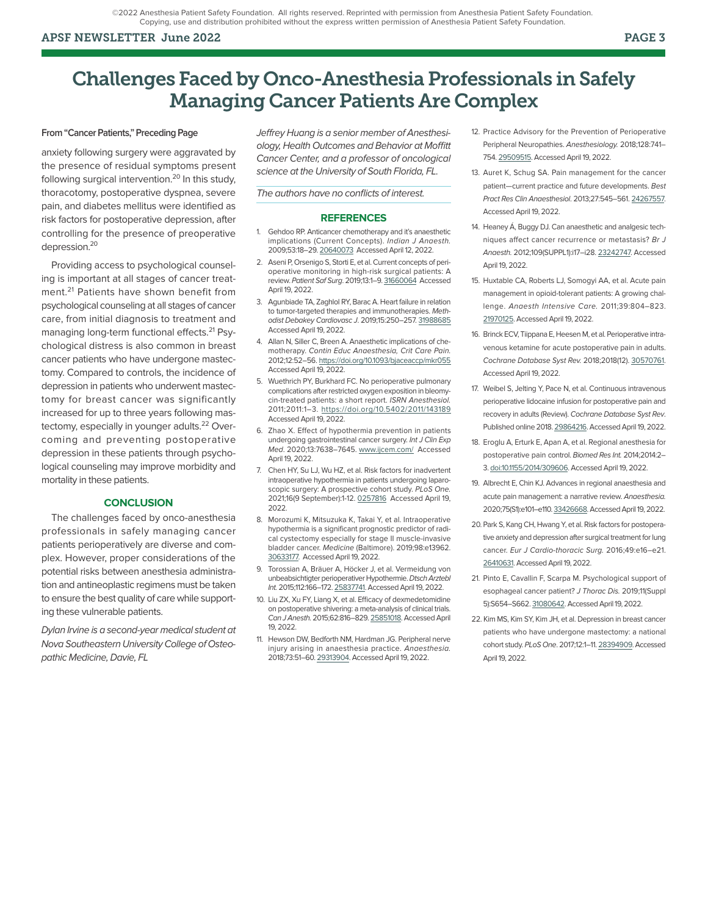# Challenges Faced by Onco-Anesthesia Professionals in Safely Managing Cancer Patients Are Complex

**From "Cancer Patients," Preceding Page**

anxiety following surgery were aggravated by the presence of residual symptoms present following surgical intervention.[20] In this study, thoracotomy, postoperative dyspnea, severe pain, and diabetes mellitus were identified as risk factors for postoperative depression, after controlling for the presence of preoperative depression.[20]

Providing access to psychological counseling is important at all stages of cancer treatment.[21] Patients have shown benefit from psychological counseling at all stages of cancer care, from initial diagnosis to treatment and managing long-term functional effects.[21] Psychological distress is also common in breast cancer patients who have undergone mastectomy. Compared to controls, the incidence of depression in patients who underwent mastectomy for breast cancer was significantly increased for up to three years following mastectomy, especially in younger adults.[22] Overcoming and preventing postoperative depression in these patients through psychological counseling may improve morbidity and mortality in these patients.

## CONCLUSION

The challenges faced by onco-anesthesia professionals in safely managing cancer patients perioperatively are diverse and complex. However, proper considerations of the potential risks between anesthesia administration and antineoplastic regimens must be taken to ensure the best quality of care while supporting these vulnerable patients.

*Dylan Irvine is a second-year medical student at Nova Southeastern University College of Osteopathic Medicine, Davie, FL*

*Jeffrey Huang is a senior member of Anesthesiology, Health Outcomes and Behavior at Moffitt Cancer Center, and a professor of oncological science at the University of South Florida, FL.*

*The authors have no conflicts of interest.*

## REFERENCES

1. Gehdoo RP. Anticancer chemotherapy and it's anaesthetic implications (Current Concepts). *Indian J Anaesth.* 2009;53:18–29. 20640073 Accessed April 12, 2022.
2. Aseni P, Orsenigo S, Storti E, et al. Current concepts of perioperative monitoring in high-risk surgical patients: A review. *Patient Saf Surg.* 2019;13:1–9. 31660064 Accessed April 19, 2022.
3. Agunbiade TA, Zaghlol RY, Barac A. Heart failure in relation to tumor-targeted therapies and immunotherapies. *Methodist Debakey Cardiovasc J.* 2019;15:250–257. 31988685 Accessed April 19, 2022.
4. Allan N, Siller C, Breen A. Anaesthetic implications of chemotherapy. *Contin Educ Anaesthesia, Crit Care Pain.* 2012;12:52–56. https://doi.org/10.1093/bjaceaccp/mkr055 Accessed April 19, 2022.
5. Wuethrich PY, Burkhard FC. No perioperative pulmonary complications after restricted oxygen exposition in bleomycin-treated patients: a short report. *ISRN Anesthesiol.* 2011;2011:1–3. https://doi.org/10.5402/2011/143189 Accessed April 19, 2022.
6. Zhao X. Effect of hypothermia prevention in patients undergoing gastrointestinal cancer surgery. *Int J Clin Exp Med.* 2020;13:7638–7645. www.ijcem.com/ Accessed April 19, 2022.
7. Chen HY, Su LJ, Wu HZ, et al. Risk factors for inadvertent intraoperative hypothermia in patients undergoing laparoscopic surgery: A prospective cohort study. *PLoS One.* 2021;16(9 September):1-12. 0257816 Accessed April 19, 2022.
8. Morozumi K, Mitsuzuka K, Takai Y, et al. Intraoperative hypothermia is a significant prognostic predictor of radical cystectomy especially for stage II muscle-invasive bladder cancer. *Medicine* (Baltimore). 2019;98:e13962. 30633177. Accessed April 19, 2022.
9. Torossian A, Bräuer A, Höcker J, et al. Vermeidung von unbeabsichtigter perioperativer Hypothermie. *Dtsch Arztebl Int.* 2015;112:166–172. 25837741. Accessed April 19, 2022.
10. Liu ZX, Xu FY, Liang X, et al. Efficacy of dexmedetomidine on postoperative shivering: a meta-analysis of clinical trials. *Can J Anesth.* 2015;62:816–829. 25851018. Accessed April 19, 2022.
11. Hewson DW, Bedforth NM, Hardman JG. Peripheral nerve injury arising in anaesthesia practice. *Anaesthesia.* 2018;73:51–60. 29313904. Accessed April 19, 2022.
12. Practice Advisory for the Prevention of Perioperative Peripheral Neuropathies. *Anesthesiology.* 2018;128:741–754. 29509515. Accessed April 19, 2022.
13. Auret K, Schug SA. Pain management for the cancer patient—current practice and future developments. *Best Pract Res Clin Anaesthesiol.* 2013;27:545–561. 24267557. Accessed April 19, 2022.
14. Heaney Á, Buggy DJ. Can anaesthetic and analgesic techniques affect cancer recurrence or metastasis? *Br J Anaesth.* 2012;109(SUPPL1):i17–i28. 23242747. Accessed April 19, 2022.
15. Huxtable CA, Roberts LJ, Somogyi AA, et al. Acute pain management in opioid-tolerant patients: A growing challenge. *Anaesth Intensive Care.* 2011;39:804–823. 21970125. Accessed April 19, 2022.
16. Brinck ECV, Tiippana E, Heesen M, et al. Perioperative intravenous ketamine for acute postoperative pain in adults. *Cochrane Database Syst Rev.* 2018;2018(12). 30570761. Accessed April 19, 2022.
17. Weibel S, Jelting Y, Pace N, et al. Continuous intravenous perioperative lidocaine infusion for postoperative pain and recovery in adults (Review). *Cochrane Database Syst Rev.* Published online 2018. 29864216. Accessed April 19, 2022.
18. Eroglu A, Erturk E, Apan A, et al. Regional anesthesia for postoperative pain control. *Biomed Res Int.* 2014;2014:2–3. doi:10.1155/2014/309606. Accessed April 19, 2022.
19. Albrecht E, Chin KJ. Advances in regional anaesthesia and acute pain management: a narrative review. *Anaesthesia.* 2020;75(S1):e101–e110. 33426668. Accessed April 19, 2022.
20. Park S, Kang CH, Hwang Y, et al. Risk factors for postoperative anxiety and depression after surgical treatment for lung cancer. *Eur J Cardio-thoracic Surg.* 2016;49:e16–e21. 26410631. Accessed April 19, 2022.
21. Pinto E, Cavallin F, Scarpa M. Psychological support of esophageal cancer patient? *J Thorac Dis.* 2019;11(Suppl 5):S654–S662. 31080642. Accessed April 19, 2022.
22. Kim MS, Kim SY, Kim JH, et al. Depression in breast cancer patients who have undergone mastectomy: a national cohort study. *PLoS One.* 2017;12:1–11. 28394909. Accessed April 19, 2022.